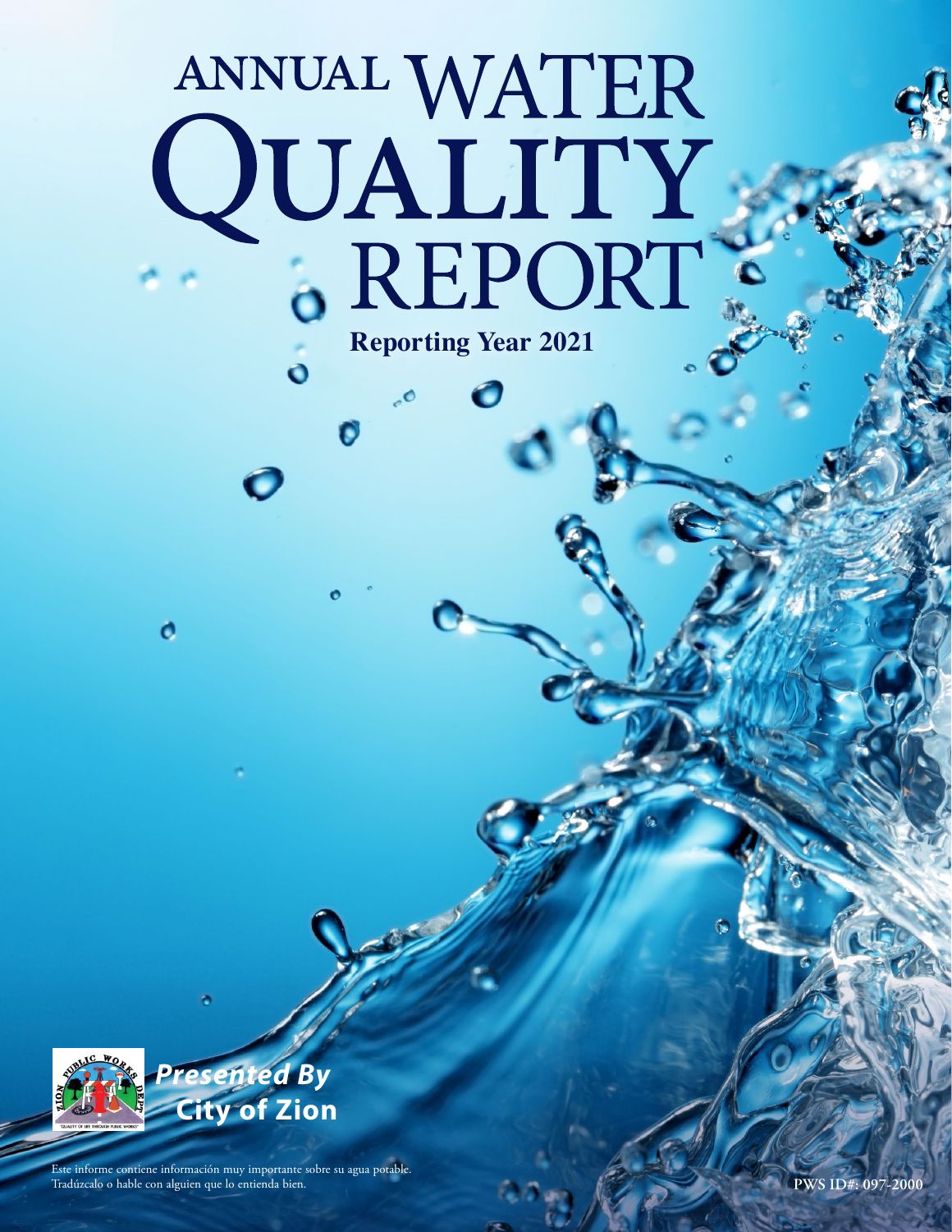# ANNUAL WATER QUALITY REPORT

**Reporting Year 2021**

***Presented By***
**City of Zion**

Este informe contiene información muy importante sobre su agua potable. Tradúzcalo o hable con alguien que lo entienda bien.

**PWS ID#: 097-2000**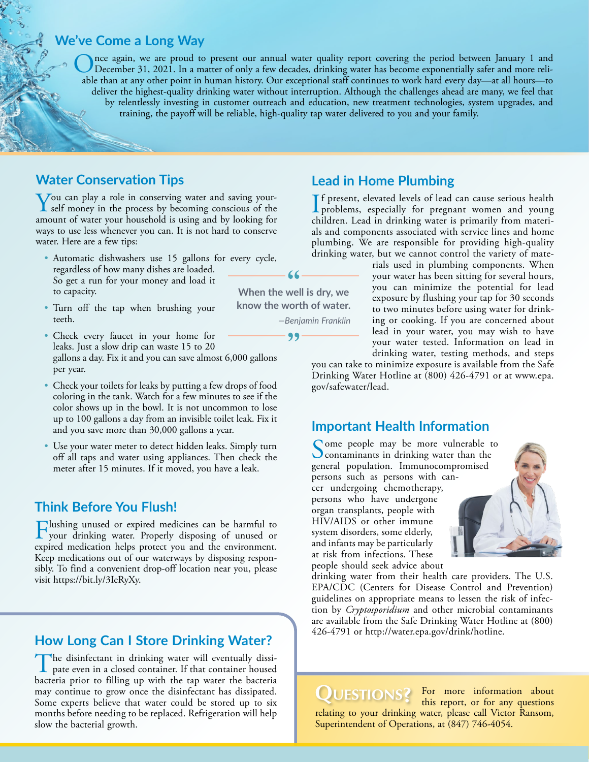## We've Come a Long Way

Once again, we are proud to present our annual water quality report covering the period between January 1 and December 31, 2021. In a matter of only a few decades, drinking water has become exponentially safer and more reliable than at any other point in human history. Our exceptional staff continues to work hard every day—at all hours—to deliver the highest-quality drinking water without interruption. Although the challenges ahead are many, we feel that by relentlessly investing in customer outreach and education, new treatment technologies, system upgrades, and training, the payoff will be reliable, high-quality tap water delivered to you and your family.

## Water Conservation Tips

You can play a role in conserving water and saving yourself money in the process by becoming conscious of the amount of water your household is using and by looking for ways to use less whenever you can. It is not hard to conserve water. Here are a few tips:

- Automatic dishwashers use 15 gallons for every cycle, regardless of how many dishes are loaded. So get a run for your money and load it to capacity.
- Turn off the tap when brushing your teeth.
- Check every faucet in your home for leaks. Just a slow drip can waste 15 to 20 gallons a day. Fix it and you can save almost 6,000 gallons per year.
- Check your toilets for leaks by putting a few drops of food coloring in the tank. Watch for a few minutes to see if the color shows up in the bowl. It is not uncommon to lose up to 100 gallons a day from an invisible toilet leak. Fix it and you save more than 30,000 gallons a year.
- Use your water meter to detect hidden leaks. Simply turn off all taps and water using appliances. Then check the meter after 15 minutes. If it moved, you have a leak.

> "When the well is dry, we know the worth of water."
>
> *—Benjamin Franklin*

## Think Before You Flush!

Flushing unused or expired medicines can be harmful to your drinking water. Properly disposing of unused or expired medication helps protect you and the environment. Keep medications out of our waterways by disposing responsibly. To find a convenient drop-off location near you, please visit https://bit.ly/3IeRyXy.

## How Long Can I Store Drinking Water?

The disinfectant in drinking water will eventually dissipate even in a closed container. If that container housed bacteria prior to filling up with the tap water the bacteria may continue to grow once the disinfectant has dissipated. Some experts believe that water could be stored up to six months before needing to be replaced. Refrigeration will help slow the bacterial growth.

## Lead in Home Plumbing

If present, elevated levels of lead can cause serious health problems, especially for pregnant women and young children. Lead in drinking water is primarily from materials and components associated with service lines and home plumbing. We are responsible for providing high-quality drinking water, but we cannot control the variety of materials used in plumbing components. When your water has been sitting for several hours, you can minimize the potential for lead exposure by flushing your tap for 30 seconds to two minutes before using water for drinking or cooking. If you are concerned about lead in your water, you may wish to have your water tested. Information on lead in drinking water, testing methods, and steps you can take to minimize exposure is available from the Safe Drinking Water Hotline at (800) 426-4791 or at www.epa.gov/safewater/lead.

## Important Health Information

Some people may be more vulnerable to contaminants in drinking water than the general population. Immunocompromised persons such as persons with cancer undergoing chemotherapy, persons who have undergone organ transplants, people with HIV/AIDS or other immune system disorders, some elderly, and infants may be particularly at risk from infections. These people should seek advice about drinking water from their health care providers. The U.S. EPA/CDC (Centers for Disease Control and Prevention) guidelines on appropriate means to lessen the risk of infection by *Cryptosporidium* and other microbial contaminants are available from the Safe Drinking Water Hotline at (800) 426-4791 or http://water.epa.gov/drink/hotline.

## QUESTIONS?

For more information about this report, or for any questions relating to your drinking water, please call Victor Ransom, Superintendent of Operations, at (847) 746-4054.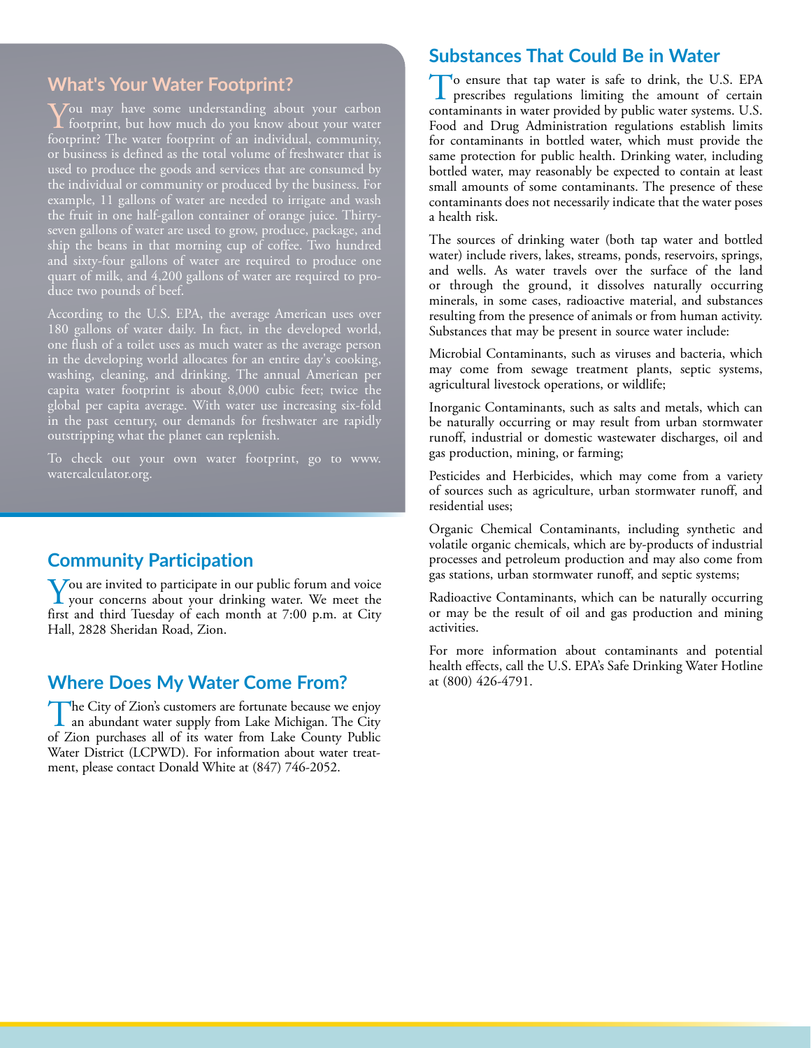## What's Your Water Footprint?

You may have some understanding about your carbon footprint, but how much do you know about your water footprint? The water footprint of an individual, community, or business is defined as the total volume of freshwater that is used to produce the goods and services that are consumed by the individual or community or produced by the business. For example, 11 gallons of water are needed to irrigate and wash the fruit in one half-gallon container of orange juice. Thirty-seven gallons of water are used to grow, produce, package, and ship the beans in that morning cup of coffee. Two hundred and sixty-four gallons of water are required to produce one quart of milk, and 4,200 gallons of water are required to produce two pounds of beef.

According to the U.S. EPA, the average American uses over 180 gallons of water daily. In fact, in the developed world, one flush of a toilet uses as much water as the average person in the developing world allocates for an entire day's cooking, washing, cleaning, and drinking. The annual American per capita water footprint is about 8,000 cubic feet; twice the global per capita average. With water use increasing six-fold in the past century, our demands for freshwater are rapidly outstripping what the planet can replenish.

To check out your own water footprint, go to www.watercalculator.org.

## Community Participation

You are invited to participate in our public forum and voice your concerns about your drinking water. We meet the first and third Tuesday of each month at 7:00 p.m. at City Hall, 2828 Sheridan Road, Zion.

## Where Does My Water Come From?

The City of Zion's customers are fortunate because we enjoy an abundant water supply from Lake Michigan. The City of Zion purchases all of its water from Lake County Public Water District (LCPWD). For information about water treatment, please contact Donald White at (847) 746-2052.

## Substances That Could Be in Water

To ensure that tap water is safe to drink, the U.S. EPA prescribes regulations limiting the amount of certain contaminants in water provided by public water systems. U.S. Food and Drug Administration regulations establish limits for contaminants in bottled water, which must provide the same protection for public health. Drinking water, including bottled water, may reasonably be expected to contain at least small amounts of some contaminants. The presence of these contaminants does not necessarily indicate that the water poses a health risk.

The sources of drinking water (both tap water and bottled water) include rivers, lakes, streams, ponds, reservoirs, springs, and wells. As water travels over the surface of the land or through the ground, it dissolves naturally occurring minerals, in some cases, radioactive material, and substances resulting from the presence of animals or from human activity. Substances that may be present in source water include:

Microbial Contaminants, such as viruses and bacteria, which may come from sewage treatment plants, septic systems, agricultural livestock operations, or wildlife;

Inorganic Contaminants, such as salts and metals, which can be naturally occurring or may result from urban stormwater runoff, industrial or domestic wastewater discharges, oil and gas production, mining, or farming;

Pesticides and Herbicides, which may come from a variety of sources such as agriculture, urban stormwater runoff, and residential uses;

Organic Chemical Contaminants, including synthetic and volatile organic chemicals, which are by-products of industrial processes and petroleum production and may also come from gas stations, urban stormwater runoff, and septic systems;

Radioactive Contaminants, which can be naturally occurring or may be the result of oil and gas production and mining activities.

For more information about contaminants and potential health effects, call the U.S. EPA's Safe Drinking Water Hotline at (800) 426-4791.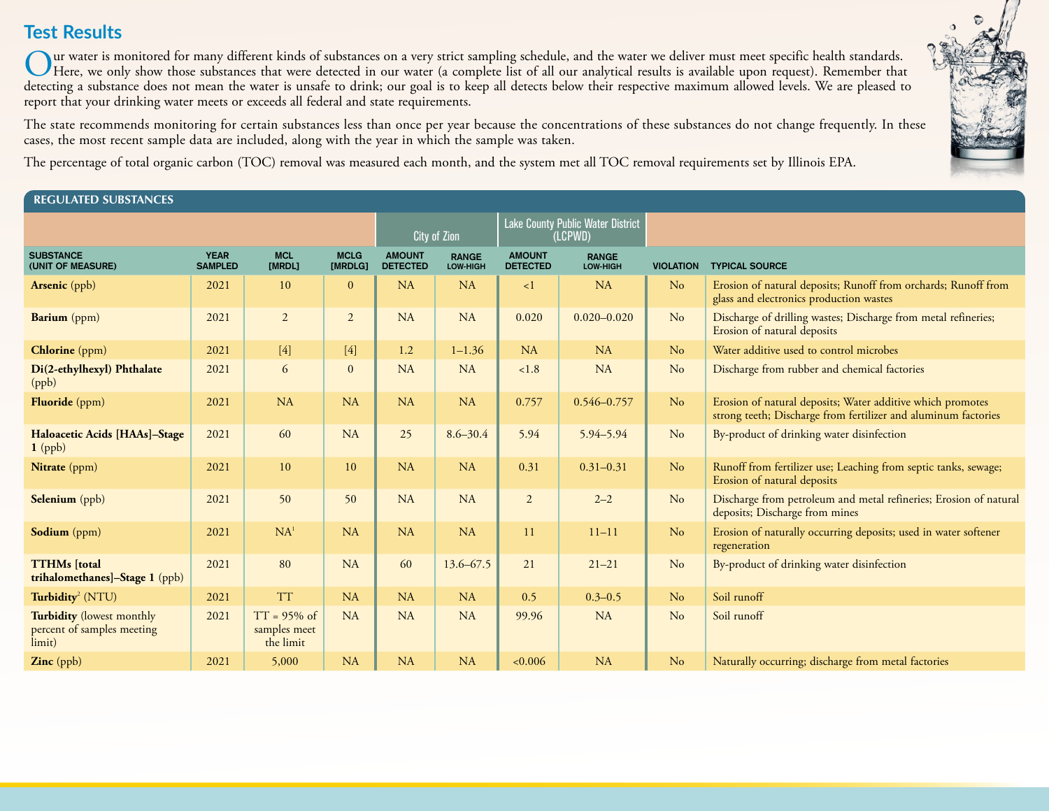## Test Results

Our water is monitored for many different kinds of substances on a very strict sampling schedule, and the water we deliver must meet specific health standards. Here, we only show those substances that were detected in our water (a complete list of all our analytical results is available upon request). Remember that detecting a substance does not mean the water is unsafe to drink; our goal is to keep all detects below their respective maximum allowed levels. We are pleased to report that your drinking water meets or exceeds all federal and state requirements.

The state recommends monitoring for certain substances less than once per year because the concentrations of these substances do not change frequently. In these cases, the most recent sample data are included, along with the year in which the sample was taken.

The percentage of total organic carbon (TOC) removal was measured each month, and the system met all TOC removal requirements set by Illinois EPA.

### REGULATED SUBSTANCES

| | | | | City of Zion | | Lake County Public Water District (LCPWD) | | | |
|---|---|---|---|---|---|---|---|---|---|
| **SUBSTANCE (UNIT OF MEASURE)** | **YEAR SAMPLED** | **MCL [MRDL]** | **MCLG [MRDLG]** | **AMOUNT DETECTED** | **RANGE LOW-HIGH** | **AMOUNT DETECTED** | **RANGE LOW-HIGH** | **VIOLATION** | **TYPICAL SOURCE** |
| **Arsenic** (ppb) | 2021 | 10 | 0 | NA | NA | <1 | NA | No | Erosion of natural deposits; Runoff from orchards; Runoff from glass and electronics production wastes |
| **Barium** (ppm) | 2021 | 2 | 2 | NA | NA | 0.020 | 0.020–0.020 | No | Discharge of drilling wastes; Discharge from metal refineries; Erosion of natural deposits |
| **Chlorine** (ppm) | 2021 | [4] | [4] | 1.2 | 1–1.36 | NA | NA | No | Water additive used to control microbes |
| **Di(2-ethylhexyl) Phthalate** (ppb) | 2021 | 6 | 0 | NA | NA | <1.8 | NA | No | Discharge from rubber and chemical factories |
| **Fluoride** (ppm) | 2021 | NA | NA | NA | NA | 0.757 | 0.546–0.757 | No | Erosion of natural deposits; Water additive which promotes strong teeth; Discharge from fertilizer and aluminum factories |
| **Haloacetic Acids [HAAs]–Stage 1** (ppb) | 2021 | 60 | NA | 25 | 8.6–30.4 | 5.94 | 5.94–5.94 | No | By-product of drinking water disinfection |
| **Nitrate** (ppm) | 2021 | 10 | 10 | NA | NA | 0.31 | 0.31–0.31 | No | Runoff from fertilizer use; Leaching from septic tanks, sewage; Erosion of natural deposits |
| **Selenium** (ppb) | 2021 | 50 | 50 | NA | NA | 2 | 2–2 | No | Discharge from petroleum and metal refineries; Erosion of natural deposits; Discharge from mines |
| **Sodium** (ppm) | 2021 | NA[1] | NA | NA | NA | 11 | 11–11 | No | Erosion of naturally occurring deposits; used in water softener regeneration |
| **TTHMs [total trihalomethanes]–Stage 1** (ppb) | 2021 | 80 | NA | 60 | 13.6–67.5 | 21 | 21–21 | No | By-product of drinking water disinfection |
| **Turbidity**[2] (NTU) | 2021 | TT | NA | NA | NA | 0.5 | 0.3–0.5 | No | Soil runoff |
| **Turbidity** (lowest monthly percent of samples meeting limit) | 2021 | TT = 95% of samples meet the limit | NA | NA | NA | 99.96 | NA | No | Soil runoff |
| **Zinc** (ppb) | 2021 | 5,000 | NA | NA | NA | <0.006 | NA | No | Naturally occurring; discharge from metal factories |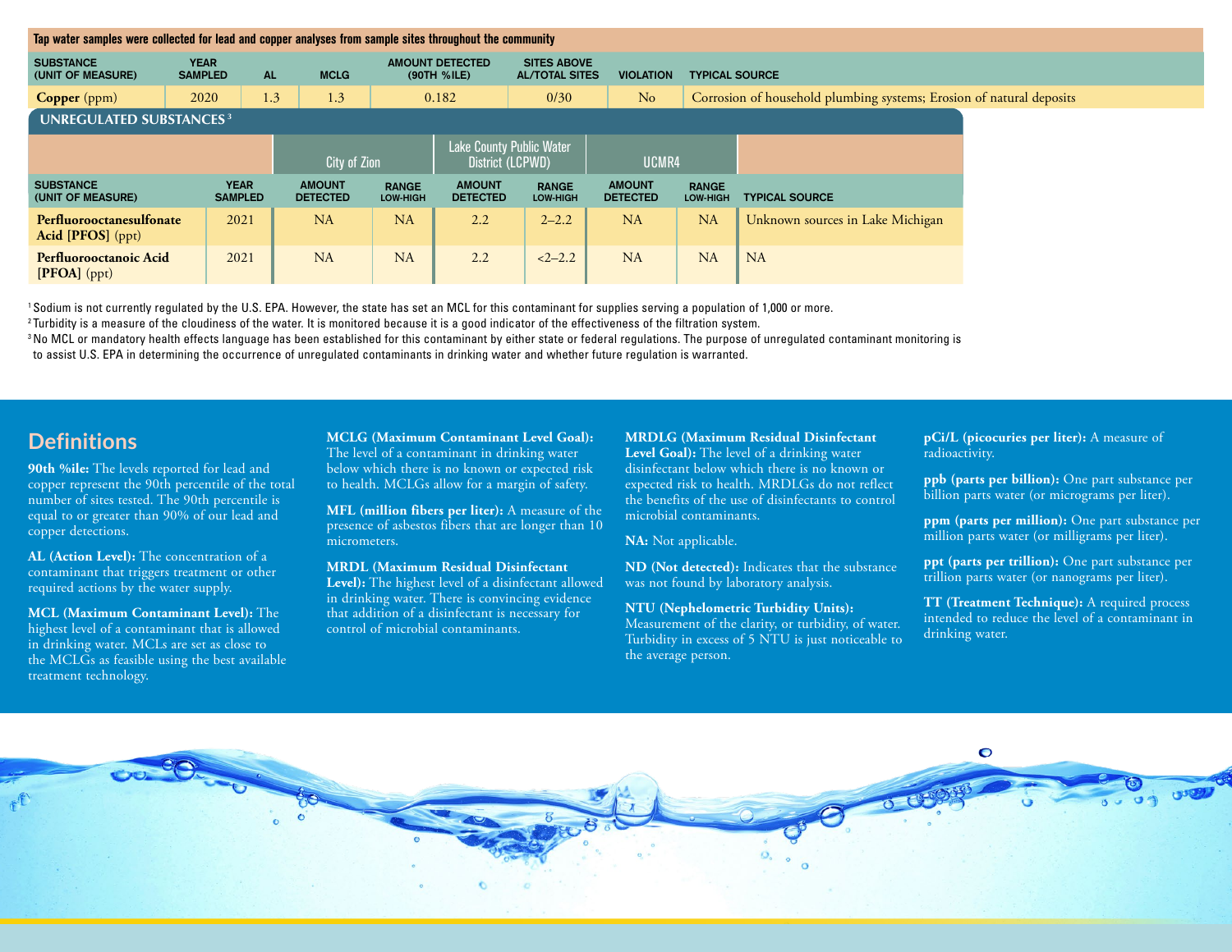Tap water samples were collected for lead and copper analyses from sample sites throughout the community

| SUBSTANCE (UNIT OF MEASURE) | YEAR SAMPLED | AL | MCLG | AMOUNT DETECTED (90TH %ILE) | SITES ABOVE AL/TOTAL SITES | VIOLATION | TYPICAL SOURCE |
|---|---|---|---|---|---|---|---|
| **Copper** (ppm) | 2020 | 1.3 | 1.3 | 0.182 | 0/30 | No | Corrosion of household plumbing systems; Erosion of natural deposits |

## UNREGULATED SUBSTANCES [3]

| | | City of Zion | | Lake County Public Water District (LCPWD) | | UCMR4 | | |
|---|---|---|---|---|---|---|---|---|
| **SUBSTANCE (UNIT OF MEASURE)** | **YEAR SAMPLED** | **AMOUNT DETECTED** | **RANGE LOW-HIGH** | **AMOUNT DETECTED** | **RANGE LOW-HIGH** | **AMOUNT DETECTED** | **RANGE LOW-HIGH** | **TYPICAL SOURCE** |
| **Perfluorooctanesulfonate Acid [PFOS]** (ppt) | 2021 | NA | NA | 2.2 | 2–2.2 | NA | NA | Unknown sources in Lake Michigan |
| **Perfluorooctanoic Acid [PFOA]** (ppt) | 2021 | NA | NA | 2.2 | <2–2.2 | NA | NA | NA |

[1] Sodium is not currently regulated by the U.S. EPA. However, the state has set an MCL for this contaminant for supplies serving a population of 1,000 or more.

[2] Turbidity is a measure of the cloudiness of the water. It is monitored because it is a good indicator of the effectiveness of the filtration system.

[3] No MCL or mandatory health effects language has been established for this contaminant by either state or federal regulations. The purpose of unregulated contaminant monitoring is to assist U.S. EPA in determining the occurrence of unregulated contaminants in drinking water and whether future regulation is warranted.

## Definitions

**90th %ile:** The levels reported for lead and copper represent the 90th percentile of the total number of sites tested. The 90th percentile is equal to or greater than 90% of our lead and copper detections.

**AL (Action Level):** The concentration of a contaminant that triggers treatment or other required actions by the water supply.

**MCL (Maximum Contaminant Level):** The highest level of a contaminant that is allowed in drinking water. MCLs are set as close to the MCLGs as feasible using the best available treatment technology.

**MCLG (Maximum Contaminant Level Goal):** The level of a contaminant in drinking water below which there is no known or expected risk to health. MCLGs allow for a margin of safety.

**MFL (million fibers per liter):** A measure of the presence of asbestos fibers that are longer than 10 micrometers.

**MRDL (Maximum Residual Disinfectant Level):** The highest level of a disinfectant allowed in drinking water. There is convincing evidence that addition of a disinfectant is necessary for control of microbial contaminants.

**MRDLG (Maximum Residual Disinfectant Level Goal):** The level of a drinking water disinfectant below which there is no known or expected risk to health. MRDLGs do not reflect the benefits of the use of disinfectants to control microbial contaminants.

**NA:** Not applicable.

**ND (Not detected):** Indicates that the substance was not found by laboratory analysis.

**NTU (Nephelometric Turbidity Units):** Measurement of the clarity, or turbidity, of water. Turbidity in excess of 5 NTU is just noticeable to the average person.

**pCi/L (picocuries per liter):** A measure of radioactivity.

**ppb (parts per billion):** One part substance per billion parts water (or micrograms per liter).

**ppm (parts per million):** One part substance per million parts water (or milligrams per liter).

**ppt (parts per trillion):** One part substance per trillion parts water (or nanograms per liter).

**TT (Treatment Technique):** A required process intended to reduce the level of a contaminant in drinking water.